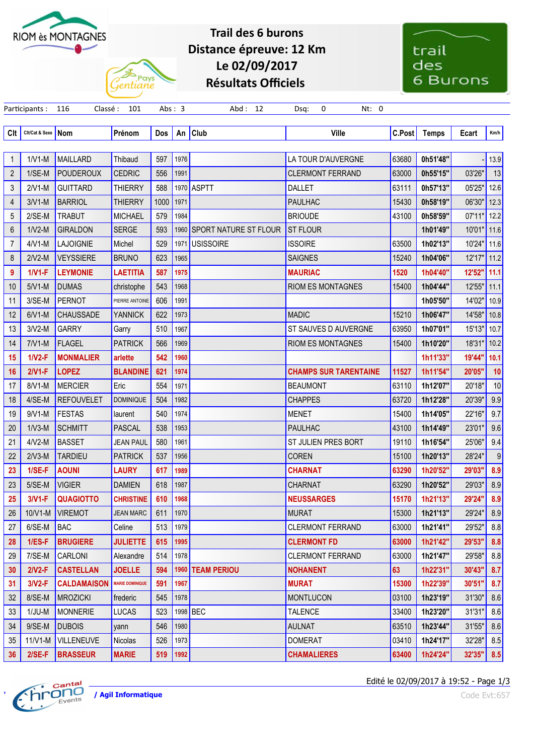RIOM ès MONTAGNES

Pays Gentiane

# Trail des 6 burons
## Distance épreuve: 12 Km
## Le 02/09/2017
## Résultats Officiels

trail des 6 Burons

Participants : 116 Classé : 101 Abs : 3 Abd : 12 Dsq: 0 Nt: 0

| Clt | Clt/Cat & Sexe | Nom | Prénom | Dos | An | Club | Ville | C.Post | Temps | Ecart | Km/h |
|---|---|---|---|---|---|---|---|---|---|---|---|
| 1 | 1/V1-M | MAILLARD | Thibaud | 597 | 1976 | | LA TOUR D'AUVERGNE | 63680 | 0h51'48'' | - | 13.9 |
| 2 | 1/SE-M | POUDEROUX | CEDRIC | 556 | 1991 | | CLERMONT FERRAND | 63000 | 0h55'15'' | 03'26'' | 13 |
| 3 | 2/V1-M | GUITTARD | THIERRY | 588 | 1970 | ASPTT | DALLET | 63111 | 0h57'13'' | 05'25'' | 12.6 |
| 4 | 3/V1-M | BARRIOL | THIERRY | 1000 | 1971 | | PAULHAC | 15430 | 0h58'19'' | 06'30'' | 12.3 |
| 5 | 2/SE-M | TRABUT | MICHAEL | 579 | 1984 | | BRIOUDE | 43100 | 0h58'59'' | 07'11'' | 12.2 |
| 6 | 1/V2-M | GIRALDON | SERGE | 593 | 1960 | SPORT NATURE ST FLOUR | ST FLOUR | | 1h01'49'' | 10'01'' | 11.6 |
| 7 | 4/V1-M | LAJOIGNIE | Michel | 529 | 1971 | USISSOIRE | ISSOIRE | 63500 | 1h02'13'' | 10'24'' | 11.6 |
| 8 | 2/V2-M | VEYSSIERE | BRUNO | 623 | 1965 | | SAIGNES | 15240 | 1h04'06'' | 12'17'' | 11.2 |
| 9 | 1/V1-F | LEYMONIE | LAETITIA | 587 | 1975 | | MAURIAC | 1520 | 1h04'40'' | 12'52'' | 11.1 |
| 10 | 5/V1-M | DUMAS | christophe | 543 | 1968 | | RIOM ES MONTAGNES | 15400 | 1h04'44'' | 12'55'' | 11.1 |
| 11 | 3/SE-M | PERNOT | PIERRE ANTOINE | 606 | 1991 | | | | 1h05'50'' | 14'02'' | 10.9 |
| 12 | 6/V1-M | CHAUSSADE | YANNICK | 622 | 1973 | | MADIC | 15210 | 1h06'47'' | 14'58'' | 10.8 |
| 13 | 3/V2-M | GARRY | Garry | 510 | 1967 | | ST SAUVES D AUVERGNE | 63950 | 1h07'01'' | 15'13'' | 10.7 |
| 14 | 7/V1-M | FLAGEL | PATRICK | 566 | 1969 | | RIOM ES MONTAGNES | 15400 | 1h10'20'' | 18'31'' | 10.2 |
| 15 | 1/V2-F | MONMALIER | arlette | 542 | 1960 | | | | 1h11'33'' | 19'44'' | 10.1 |
| 16 | 2/V1-F | LOPEZ | BLANDINE | 621 | 1974 | | CHAMPS SUR TARENTAINE | 11527 | 1h11'54'' | 20'05'' | 10 |
| 17 | 8/V1-M | MERCIER | Eric | 554 | 1971 | | BEAUMONT | 63110 | 1h12'07'' | 20'18'' | 10 |
| 18 | 4/SE-M | REFOUVELET | DOMINIQUE | 504 | 1982 | | CHAPPES | 63720 | 1h12'28'' | 20'39'' | 9.9 |
| 19 | 9/V1-M | FESTAS | laurent | 540 | 1974 | | MENET | 15400 | 1h14'05'' | 22'16'' | 9.7 |
| 20 | 1/V3-M | SCHMITT | PASCAL | 538 | 1953 | | PAULHAC | 43100 | 1h14'49'' | 23'01'' | 9.6 |
| 21 | 4/V2-M | BASSET | JEAN PAUL | 580 | 1961 | | ST JULIEN PRES BORT | 19110 | 1h16'54'' | 25'06'' | 9.4 |
| 22 | 2/V3-M | TARDIEU | PATRICK | 537 | 1956 | | COREN | 15100 | 1h20'13'' | 28'24'' | 9 |
| 23 | 1/SE-F | AOUNI | LAURY | 617 | 1989 | | CHARNAT | 63290 | 1h20'52'' | 29'03'' | 8.9 |
| 23 | 5/SE-M | VIGIER | DAMIEN | 618 | 1987 | | CHARNAT | 63290 | 1h20'52'' | 29'03'' | 8.9 |
| 25 | 3/V1-F | QUAGIOTTO | CHRISTINE | 610 | 1968 | | NEUSSARGES | 15170 | 1h21'13'' | 29'24'' | 8.9 |
| 26 | 10/V1-M | VIREMOT | JEAN MARC | 611 | 1970 | | MURAT | 15300 | 1h21'13'' | 29'24'' | 8.9 |
| 27 | 6/SE-M | BAC | Celine | 513 | 1979 | | CLERMONT FERRAND | 63000 | 1h21'41'' | 29'52'' | 8.8 |
| 28 | 1/ES-F | BRUGIERE | JULIETTE | 615 | 1995 | | CLERMONT FD | 63000 | 1h21'42'' | 29'53'' | 8.8 |
| 29 | 7/SE-M | CARLONI | Alexandre | 514 | 1978 | | CLERMONT FERRAND | 63000 | 1h21'47'' | 29'58'' | 8.8 |
| 30 | 2/V2-F | CASTELLAN | JOELLE | 594 | 1960 | TEAM PERIOU | NOHANENT | 63 | 1h22'31'' | 30'43'' | 8.7 |
| 31 | 3/V2-F | CALDAMAISON | MARIE DOMINIQUE | 591 | 1967 | | MURAT | 15300 | 1h22'39'' | 30'51'' | 8.7 |
| 32 | 8/SE-M | MROZICKI | frederic | 545 | 1978 | | MONTLUCON | 03100 | 1h23'19'' | 31'30'' | 8.6 |
| 33 | 1/JU-M | MONNERIE | LUCAS | 523 | 1998 | BEC | TALENCE | 33400 | 1h23'20'' | 31'31'' | 8.6 |
| 34 | 9/SE-M | DUBOIS | yann | 546 | 1980 | | AULNAT | 63510 | 1h23'44'' | 31'55'' | 8.6 |
| 35 | 11/V1-M | VILLENEUVE | Nicolas | 526 | 1973 | | DOMERAT | 03410 | 1h24'17'' | 32'28'' | 8.5 |
| 36 | 2/SE-F | BRASSEUR | MARIE | 519 | 1992 | | CHAMALIERES | 63400 | 1h24'24'' | 32'35'' | 8.5 |

Cantal chrono Events / Agil Informatique

Edité le 02/09/2017 à 19:52

Code Evt:657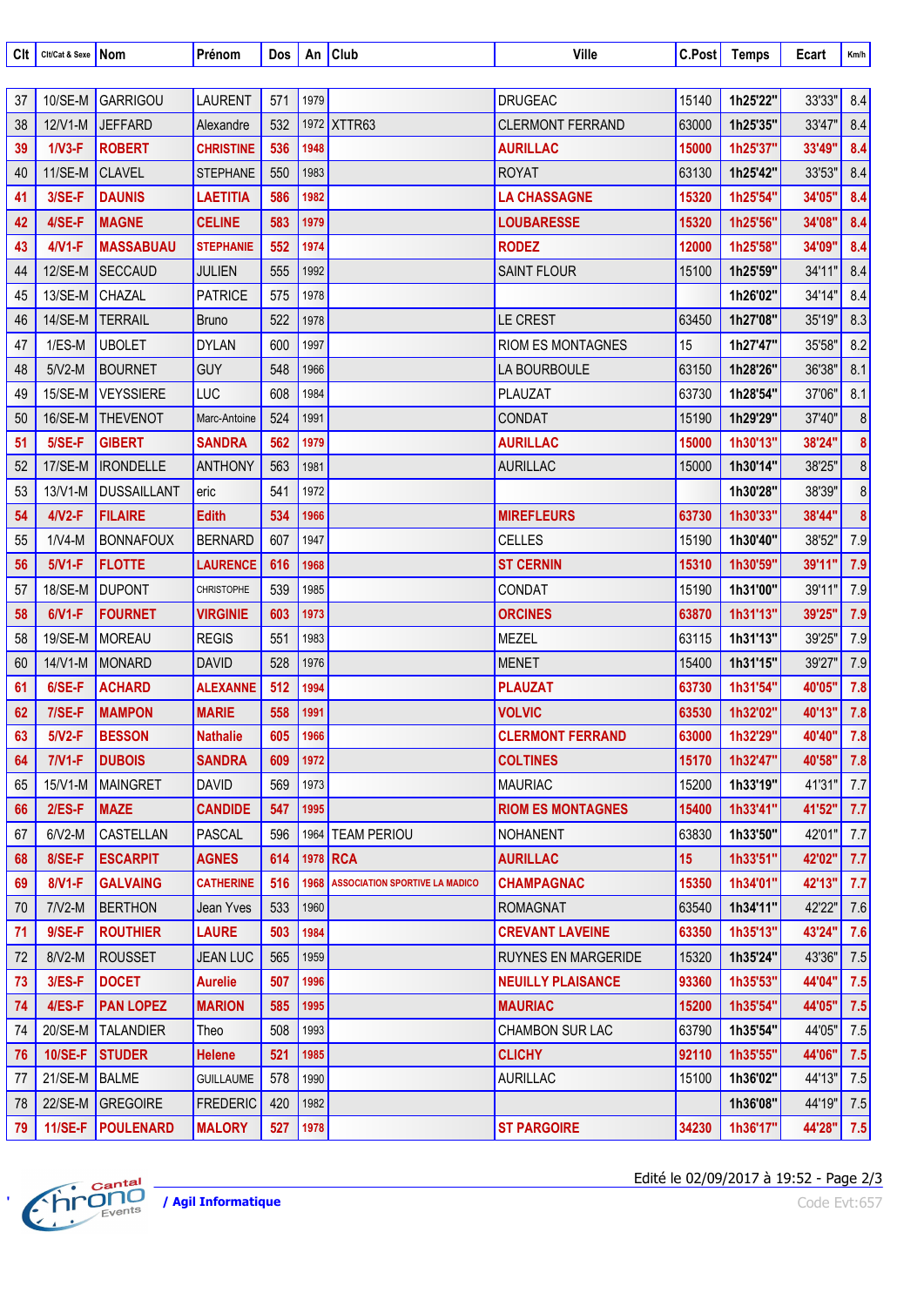| Clt | Clt/Cat & Sexe | Nom | Prénom | Dos | An | Club | Ville | C.Post | Temps | Ecart | Km/h |
|---|---|---|---|---|---|---|---|---|---|---|---|
| 37 | 10/SE-M | GARRIGOU | LAURENT | 571 | 1979 | | DRUGEAC | 15140 | 1h25'22" | 33'33" | 8.4 |
| 38 | 12/V1-M | JEFFARD | Alexandre | 532 | 1972 | XTTR63 | CLERMONT FERRAND | 63000 | 1h25'35" | 33'47" | 8.4 |
| 39 | 1/V3-F | ROBERT | CHRISTINE | 536 | 1948 | | AURILLAC | 15000 | 1h25'37" | 33'49" | 8.4 |
| 40 | 11/SE-M | CLAVEL | STEPHANE | 550 | 1983 | | ROYAT | 63130 | 1h25'42" | 33'53" | 8.4 |
| 41 | 3/SE-F | DAUNIS | LAETITIA | 586 | 1982 | | LA CHASSAGNE | 15320 | 1h25'54" | 34'05" | 8.4 |
| 42 | 4/SE-F | MAGNE | CELINE | 583 | 1979 | | LOUBARESSE | 15320 | 1h25'56" | 34'08" | 8.4 |
| 43 | 4/V1-F | MASSABUAU | STEPHANIE | 552 | 1974 | | RODEZ | 12000 | 1h25'58" | 34'09" | 8.4 |
| 44 | 12/SE-M | SECCAUD | JULIEN | 555 | 1992 | | SAINT FLOUR | 15100 | 1h25'59" | 34'11" | 8.4 |
| 45 | 13/SE-M | CHAZAL | PATRICE | 575 | 1978 | | | | 1h26'02" | 34'14" | 8.4 |
| 46 | 14/SE-M | TERRAIL | Bruno | 522 | 1978 | | LE CREST | 63450 | 1h27'08" | 35'19" | 8.3 |
| 47 | 1/ES-M | UBOLET | DYLAN | 600 | 1997 | | RIOM ES MONTAGNES | 15 | 1h27'47" | 35'58" | 8.2 |
| 48 | 5/V2-M | BOURNET | GUY | 548 | 1966 | | LA BOURBOULE | 63150 | 1h28'26" | 36'38" | 8.1 |
| 49 | 15/SE-M | VEYSSIERE | LUC | 608 | 1984 | | PLAUZAT | 63730 | 1h28'54" | 37'06" | 8.1 |
| 50 | 16/SE-M | THEVENOT | Marc-Antoine | 524 | 1991 | | CONDAT | 15190 | 1h29'29" | 37'40" | 8 |
| 51 | 5/SE-F | GIBERT | SANDRA | 562 | 1979 | | AURILLAC | 15000 | 1h30'13" | 38'24" | 8 |
| 52 | 17/SE-M | IRONDELLE | ANTHONY | 563 | 1981 | | AURILLAC | 15000 | 1h30'14" | 38'25" | 8 |
| 53 | 13/V1-M | DUSSAILLANT | eric | 541 | 1972 | | | | 1h30'28" | 38'39" | 8 |
| 54 | 4/V2-F | FILAIRE | Edith | 534 | 1966 | | MIREFLEURS | 63730 | 1h30'33" | 38'44" | 8 |
| 55 | 1/V4-M | BONNAFOUX | BERNARD | 607 | 1947 | | CELLES | 15190 | 1h30'40" | 38'52" | 7.9 |
| 56 | 5/V1-F | FLOTTE | LAURENCE | 616 | 1968 | | ST CERNIN | 15310 | 1h30'59" | 39'11" | 7.9 |
| 57 | 18/SE-M | DUPONT | CHRISTOPHE | 539 | 1985 | | CONDAT | 15190 | 1h31'00" | 39'11" | 7.9 |
| 58 | 6/V1-F | FOURNET | VIRGINIE | 603 | 1973 | | ORCINES | 63870 | 1h31'13" | 39'25" | 7.9 |
| 58 | 19/SE-M | MOREAU | REGIS | 551 | 1983 | | MEZEL | 63115 | 1h31'13" | 39'25" | 7.9 |
| 60 | 14/V1-M | MONARD | DAVID | 528 | 1976 | | MENET | 15400 | 1h31'15" | 39'27" | 7.9 |
| 61 | 6/SE-F | ACHARD | ALEXANNE | 512 | 1994 | | PLAUZAT | 63730 | 1h31'54" | 40'05" | 7.8 |
| 62 | 7/SE-F | MAMPON | MARIE | 558 | 1991 | | VOLVIC | 63530 | 1h32'02" | 40'13" | 7.8 |
| 63 | 5/V2-F | BESSON | Nathalie | 605 | 1966 | | CLERMONT FERRAND | 63000 | 1h32'29" | 40'40" | 7.8 |
| 64 | 7/V1-F | DUBOIS | SANDRA | 609 | 1972 | | COLTINES | 15170 | 1h32'47" | 40'58" | 7.8 |
| 65 | 15/V1-M | MAINGRET | DAVID | 569 | 1973 | | MAURIAC | 15200 | 1h33'19" | 41'31" | 7.7 |
| 66 | 2/ES-F | MAZE | CANDIDE | 547 | 1995 | | RIOM ES MONTAGNES | 15400 | 1h33'41" | 41'52" | 7.7 |
| 67 | 6/V2-M | CASTELLAN | PASCAL | 596 | 1964 | TEAM PERIOU | NOHANENT | 63830 | 1h33'50" | 42'01" | 7.7 |
| 68 | 8/SE-F | ESCARPIT | AGNES | 614 | 1978 | RCA | AURILLAC | 15 | 1h33'51" | 42'02" | 7.7 |
| 69 | 8/V1-F | GALVAING | CATHERINE | 516 | 1968 | ASSOCIATION SPORTIVE LA MADICO | CHAMPAGNAC | 15350 | 1h34'01" | 42'13" | 7.7 |
| 70 | 7/V2-M | BERTHON | Jean Yves | 533 | 1960 | | ROMAGNAT | 63540 | 1h34'11" | 42'22" | 7.6 |
| 71 | 9/SE-F | ROUTHIER | LAURE | 503 | 1984 | | CREVANT LAVEINE | 63350 | 1h35'13" | 43'24" | 7.6 |
| 72 | 8/V2-M | ROUSSET | JEAN LUC | 565 | 1959 | | RUYNES EN MARGERIDE | 15320 | 1h35'24" | 43'36" | 7.5 |
| 73 | 3/ES-F | DOCET | Aurelie | 507 | 1996 | | NEUILLY PLAISANCE | 93360 | 1h35'53" | 44'04" | 7.5 |
| 74 | 4/ES-F | PAN LOPEZ | MARION | 585 | 1995 | | MAURIAC | 15200 | 1h35'54" | 44'05" | 7.5 |
| 74 | 20/SE-M | TALANDIER | Theo | 508 | 1993 | | CHAMBON SUR LAC | 63790 | 1h35'54" | 44'05" | 7.5 |
| 76 | 10/SE-F | STUDER | Helene | 521 | 1985 | | CLICHY | 92110 | 1h35'55" | 44'06" | 7.5 |
| 77 | 21/SE-M | BALME | GUILLAUME | 578 | 1990 | | AURILLAC | 15100 | 1h36'02" | 44'13" | 7.5 |
| 78 | 22/SE-M | GREGOIRE | FREDERIC | 420 | 1982 | | | | 1h36'08" | 44'19" | 7.5 |
| 79 | 11/SE-F | POULENARD | MALORY | 527 | 1978 | | ST PARGOIRE | 34230 | 1h36'17" | 44'28" | 7.5 |

Edité le 02/09/2017 à 19:52 - Page 2/3

Cantal Chrono Events / Agil Informatique

Code Evt:657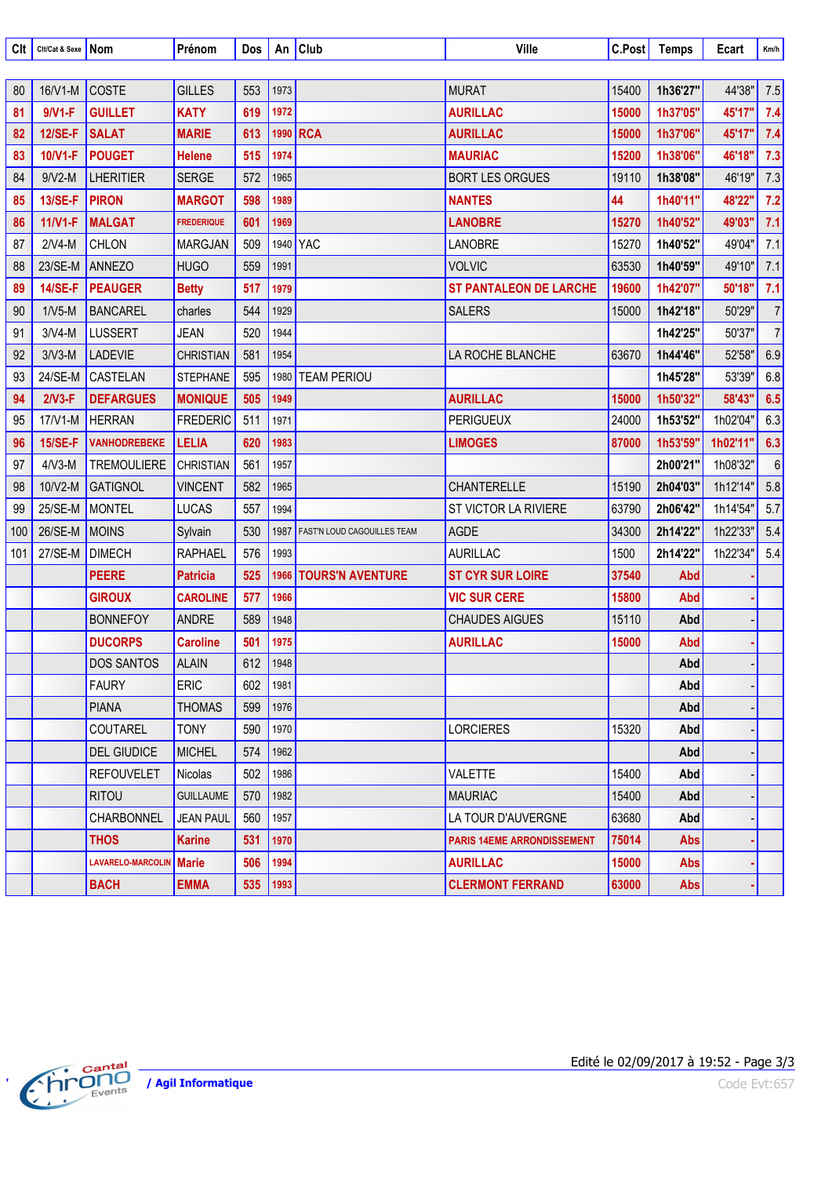| Clt | Clt/Cat & Sexe | Nom | Prénom | Dos | An | Club | Ville | C.Post | Temps | Ecart | Km/h |
|---|---|---|---|---|---|---|---|---|---|---|---|
| 80 | 16/V1-M | COSTE | GILLES | 553 | 1973 | | MURAT | 15400 | 1h36'27" | 44'38" | 7.5 |
| 81 | 9/V1-F | GUILLET | KATY | 619 | 1972 | | AURILLAC | 15000 | 1h37'05" | 45'17" | 7.4 |
| 82 | 12/SE-F | SALAT | MARIE | 613 | 1990 | RCA | AURILLAC | 15000 | 1h37'06" | 45'17" | 7.4 |
| 83 | 10/V1-F | POUGET | Helene | 515 | 1974 | | MAURIAC | 15200 | 1h38'06" | 46'18" | 7.3 |
| 84 | 9/V2-M | LHERITIER | SERGE | 572 | 1965 | | BORT LES ORGUES | 19110 | 1h38'08" | 46'19" | 7.3 |
| 85 | 13/SE-F | PIRON | MARGOT | 598 | 1989 | | NANTES | 44 | 1h40'11" | 48'22" | 7.2 |
| 86 | 11/V1-F | MALGAT | FREDERIQUE | 601 | 1969 | | LANOBRE | 15270 | 1h40'52" | 49'03" | 7.1 |
| 87 | 2/V4-M | CHLON | MARGJAN | 509 | 1940 | YAC | LANOBRE | 15270 | 1h40'52" | 49'04" | 7.1 |
| 88 | 23/SE-M | ANNEZO | HUGO | 559 | 1991 | | VOLVIC | 63530 | 1h40'59" | 49'10" | 7.1 |
| 89 | 14/SE-F | PEAUGER | Betty | 517 | 1979 | | ST PANTALEON DE LARCHE | 19600 | 1h42'07" | 50'18" | 7.1 |
| 90 | 1/V5-M | BANCAREL | charles | 544 | 1929 | | SALERS | 15000 | 1h42'18" | 50'29" | 7 |
| 91 | 3/V4-M | LUSSERT | JEAN | 520 | 1944 | | | | 1h42'25" | 50'37" | 7 |
| 92 | 3/V3-M | LADEVIE | CHRISTIAN | 581 | 1954 | | LA ROCHE BLANCHE | 63670 | 1h44'46" | 52'58" | 6.9 |
| 93 | 24/SE-M | CASTELAN | STEPHANE | 595 | 1980 | TEAM PERIOU | | | 1h45'28" | 53'39" | 6.8 |
| 94 | 2/V3-F | DEFARGUES | MONIQUE | 505 | 1949 | | AURILLAC | 15000 | 1h50'32" | 58'43" | 6.5 |
| 95 | 17/V1-M | HERRAN | FREDERIC | 511 | 1971 | | PERIGUEUX | 24000 | 1h53'52" | 1h02'04" | 6.3 |
| 96 | 15/SE-F | VANHODREBEKE | LELIA | 620 | 1983 | | LIMOGES | 87000 | 1h53'59" | 1h02'11" | 6.3 |
| 97 | 4/V3-M | TREMOULIERE | CHRISTIAN | 561 | 1957 | | | | 2h00'21" | 1h08'32" | 6 |
| 98 | 10/V2-M | GATIGNOL | VINCENT | 582 | 1965 | | CHANTERELLE | 15190 | 2h04'03" | 1h12'14" | 5.8 |
| 99 | 25/SE-M | MONTEL | LUCAS | 557 | 1994 | | ST VICTOR LA RIVIERE | 63790 | 2h06'42" | 1h14'54" | 5.7 |
| 100 | 26/SE-M | MOINS | Sylvain | 530 | 1987 | FAST'N LOUD CAGOUILLES TEAM | AGDE | 34300 | 2h14'22" | 1h22'33" | 5.4 |
| 101 | 27/SE-M | DIMECH | RAPHAEL | 576 | 1993 | | AURILLAC | 1500 | 2h14'22" | 1h22'34" | 5.4 |
| | | PEERE | Patricia | 525 | 1966 | TOURS'N AVENTURE | ST CYR SUR LOIRE | 37540 | Abd | - | |
| | | GIROUX | CAROLINE | 577 | 1966 | | VIC SUR CERE | 15800 | Abd | - | |
| | | BONNEFOY | ANDRE | 589 | 1948 | | CHAUDES AIGUES | 15110 | Abd | - | |
| | | DUCORPS | Caroline | 501 | 1975 | | AURILLAC | 15000 | Abd | - | |
| | | DOS SANTOS | ALAIN | 612 | 1948 | | | | Abd | - | |
| | | FAURY | ERIC | 602 | 1981 | | | | Abd | - | |
| | | PIANA | THOMAS | 599 | 1976 | | | | Abd | - | |
| | | COUTAREL | TONY | 590 | 1970 | | LORCIERES | 15320 | Abd | - | |
| | | DEL GIUDICE | MICHEL | 574 | 1962 | | | | Abd | - | |
| | | REFOUVELET | Nicolas | 502 | 1986 | | VALETTE | 15400 | Abd | - | |
| | | RITOU | GUILLAUME | 570 | 1982 | | MAURIAC | 15400 | Abd | - | |
| | | CHARBONNEL | JEAN PAUL | 560 | 1957 | | LA TOUR D'AUVERGNE | 63680 | Abd | - | |
| | | THOS | Karine | 531 | 1970 | | PARIS 14EME ARRONDISSEMENT | 75014 | Abs | - | |
| | | LAVARELO-MARCOLIN | Marie | 506 | 1994 | | AURILLAC | 15000 | Abs | - | |
| | | BACH | EMMA | 535 | 1993 | | CLERMONT FERRAND | 63000 | Abs | - | |

Cantal Chrono Events / Agil Informatique

Edité le 02/09/2017 à 19:52

Code Evt:657